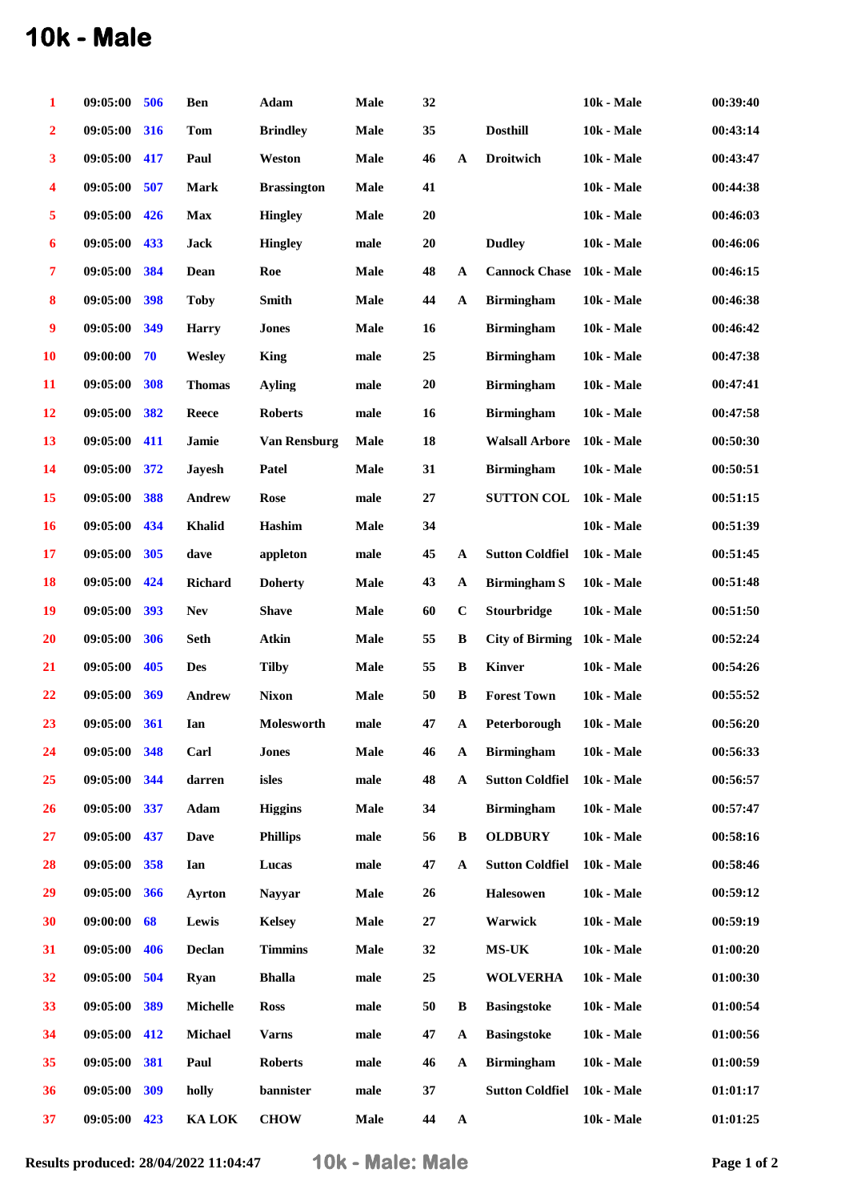# 10k - Male

| | | | | | | | | | | |
|---|---|---|---|---|---|---|---|---|---|---|
| 1 | 09:05:00 | 506 | Ben | Adam | Male | 32 | | | 10k - Male | 00:39:40 |
| 2 | 09:05:00 | 316 | Tom | Brindley | Male | 35 | | Dosthill | 10k - Male | 00:43:14 |
| 3 | 09:05:00 | 417 | Paul | Weston | Male | 46 | A | Droitwich | 10k - Male | 00:43:47 |
| 4 | 09:05:00 | 507 | Mark | Brassington | Male | 41 | | | 10k - Male | 00:44:38 |
| 5 | 09:05:00 | 426 | Max | Hingley | Male | 20 | | | 10k - Male | 00:46:03 |
| 6 | 09:05:00 | 433 | Jack | Hingley | male | 20 | | Dudley | 10k - Male | 00:46:06 |
| 7 | 09:05:00 | 384 | Dean | Roe | Male | 48 | A | Cannock Chase | 10k - Male | 00:46:15 |
| 8 | 09:05:00 | 398 | Toby | Smith | Male | 44 | A | Birmingham | 10k - Male | 00:46:38 |
| 9 | 09:05:00 | 349 | Harry | Jones | Male | 16 | | Birmingham | 10k - Male | 00:46:42 |
| 10 | 09:00:00 | 70 | Wesley | King | male | 25 | | Birmingham | 10k - Male | 00:47:38 |
| 11 | 09:05:00 | 308 | Thomas | Ayling | male | 20 | | Birmingham | 10k - Male | 00:47:41 |
| 12 | 09:05:00 | 382 | Reece | Roberts | male | 16 | | Birmingham | 10k - Male | 00:47:58 |
| 13 | 09:05:00 | 411 | Jamie | Van Rensburg | Male | 18 | | Walsall Arbore | 10k - Male | 00:50:30 |
| 14 | 09:05:00 | 372 | Jayesh | Patel | Male | 31 | | Birmingham | 10k - Male | 00:50:51 |
| 15 | 09:05:00 | 388 | Andrew | Rose | male | 27 | | SUTTON COL | 10k - Male | 00:51:15 |
| 16 | 09:05:00 | 434 | Khalid | Hashim | Male | 34 | | | 10k - Male | 00:51:39 |
| 17 | 09:05:00 | 305 | dave | appleton | male | 45 | A | Sutton Coldfiel | 10k - Male | 00:51:45 |
| 18 | 09:05:00 | 424 | Richard | Doherty | Male | 43 | A | Birmingham S | 10k - Male | 00:51:48 |
| 19 | 09:05:00 | 393 | Nev | Shave | Male | 60 | C | Stourbridge | 10k - Male | 00:51:50 |
| 20 | 09:05:00 | 306 | Seth | Atkin | Male | 55 | B | City of Birming | 10k - Male | 00:52:24 |
| 21 | 09:05:00 | 405 | Des | Tilby | Male | 55 | B | Kinver | 10k - Male | 00:54:26 |
| 22 | 09:05:00 | 369 | Andrew | Nixon | Male | 50 | B | Forest Town | 10k - Male | 00:55:52 |
| 23 | 09:05:00 | 361 | Ian | Molesworth | male | 47 | A | Peterborough | 10k - Male | 00:56:20 |
| 24 | 09:05:00 | 348 | Carl | Jones | Male | 46 | A | Birmingham | 10k - Male | 00:56:33 |
| 25 | 09:05:00 | 344 | darren | isles | male | 48 | A | Sutton Coldfiel | 10k - Male | 00:56:57 |
| 26 | 09:05:00 | 337 | Adam | Higgins | Male | 34 | | Birmingham | 10k - Male | 00:57:47 |
| 27 | 09:05:00 | 437 | Dave | Phillips | male | 56 | B | OLDBURY | 10k - Male | 00:58:16 |
| 28 | 09:05:00 | 358 | Ian | Lucas | male | 47 | A | Sutton Coldfiel | 10k - Male | 00:58:46 |
| 29 | 09:05:00 | 366 | Ayrton | Nayyar | Male | 26 | | Halesowen | 10k - Male | 00:59:12 |
| 30 | 09:00:00 | 68 | Lewis | Kelsey | Male | 27 | | Warwick | 10k - Male | 00:59:19 |
| 31 | 09:05:00 | 406 | Declan | Timmins | Male | 32 | | MS-UK | 10k - Male | 01:00:20 |
| 32 | 09:05:00 | 504 | Ryan | Bhalla | male | 25 | | WOLVERHA | 10k - Male | 01:00:30 |
| 33 | 09:05:00 | 389 | Michelle | Ross | male | 50 | B | Basingstoke | 10k - Male | 01:00:54 |
| 34 | 09:05:00 | 412 | Michael | Varns | male | 47 | A | Basingstoke | 10k - Male | 01:00:56 |
| 35 | 09:05:00 | 381 | Paul | Roberts | male | 46 | A | Birmingham | 10k - Male | 01:00:59 |
| 36 | 09:05:00 | 309 | holly | bannister | male | 37 | | Sutton Coldfiel | 10k - Male | 01:01:17 |
| 37 | 09:05:00 | 423 | KA LOK | CHOW | Male | 44 | A | | 10k - Male | 01:01:25 |

Results produced: 28/04/2022 11:04:47 — 10k - Male: Male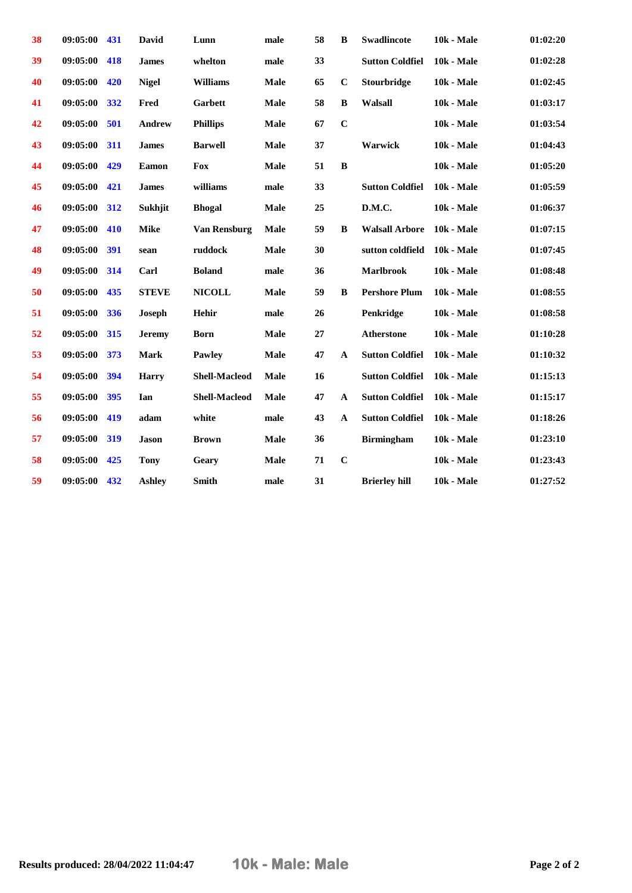| | | | | | | | | | | |
|---|---|---|---|---|---|---|---|---|---|---|
| 38 | 09:05:00 | 431 | David | Lunn | male | 58 | B | Swadlincote | 10k - Male | 01:02:20 |
| 39 | 09:05:00 | 418 | James | whelton | male | 33 | | Sutton Coldfiel | 10k - Male | 01:02:28 |
| 40 | 09:05:00 | 420 | Nigel | Williams | Male | 65 | C | Stourbridge | 10k - Male | 01:02:45 |
| 41 | 09:05:00 | 332 | Fred | Garbett | Male | 58 | B | Walsall | 10k - Male | 01:03:17 |
| 42 | 09:05:00 | 501 | Andrew | Phillips | Male | 67 | C | | 10k - Male | 01:03:54 |
| 43 | 09:05:00 | 311 | James | Barwell | Male | 37 | | Warwick | 10k - Male | 01:04:43 |
| 44 | 09:05:00 | 429 | Eamon | Fox | Male | 51 | B | | 10k - Male | 01:05:20 |
| 45 | 09:05:00 | 421 | James | williams | male | 33 | | Sutton Coldfiel | 10k - Male | 01:05:59 |
| 46 | 09:05:00 | 312 | Sukhjit | Bhogal | Male | 25 | | D.M.C. | 10k - Male | 01:06:37 |
| 47 | 09:05:00 | 410 | Mike | Van Rensburg | Male | 59 | B | Walsall Arbore | 10k - Male | 01:07:15 |
| 48 | 09:05:00 | 391 | sean | ruddock | Male | 30 | | sutton coldfield | 10k - Male | 01:07:45 |
| 49 | 09:05:00 | 314 | Carl | Boland | male | 36 | | Marlbrook | 10k - Male | 01:08:48 |
| 50 | 09:05:00 | 435 | STEVE | NICOLL | Male | 59 | B | Pershore Plum | 10k - Male | 01:08:55 |
| 51 | 09:05:00 | 336 | Joseph | Hehir | male | 26 | | Penkridge | 10k - Male | 01:08:58 |
| 52 | 09:05:00 | 315 | Jeremy | Born | Male | 27 | | Atherstone | 10k - Male | 01:10:28 |
| 53 | 09:05:00 | 373 | Mark | Pawley | Male | 47 | A | Sutton Coldfiel | 10k - Male | 01:10:32 |
| 54 | 09:05:00 | 394 | Harry | Shell-Macleod | Male | 16 | | Sutton Coldfiel | 10k - Male | 01:15:13 |
| 55 | 09:05:00 | 395 | Ian | Shell-Macleod | Male | 47 | A | Sutton Coldfiel | 10k - Male | 01:15:17 |
| 56 | 09:05:00 | 419 | adam | white | male | 43 | A | Sutton Coldfiel | 10k - Male | 01:18:26 |
| 57 | 09:05:00 | 319 | Jason | Brown | Male | 36 | | Birmingham | 10k - Male | 01:23:10 |
| 58 | 09:05:00 | 425 | Tony | Geary | Male | 71 | C | | 10k - Male | 01:23:43 |
| 59 | 09:05:00 | 432 | Ashley | Smith | male | 31 | | Brierley hill | 10k - Male | 01:27:52 |

Results produced: 28/04/2022 11:04:47 **10k - Male: Male**